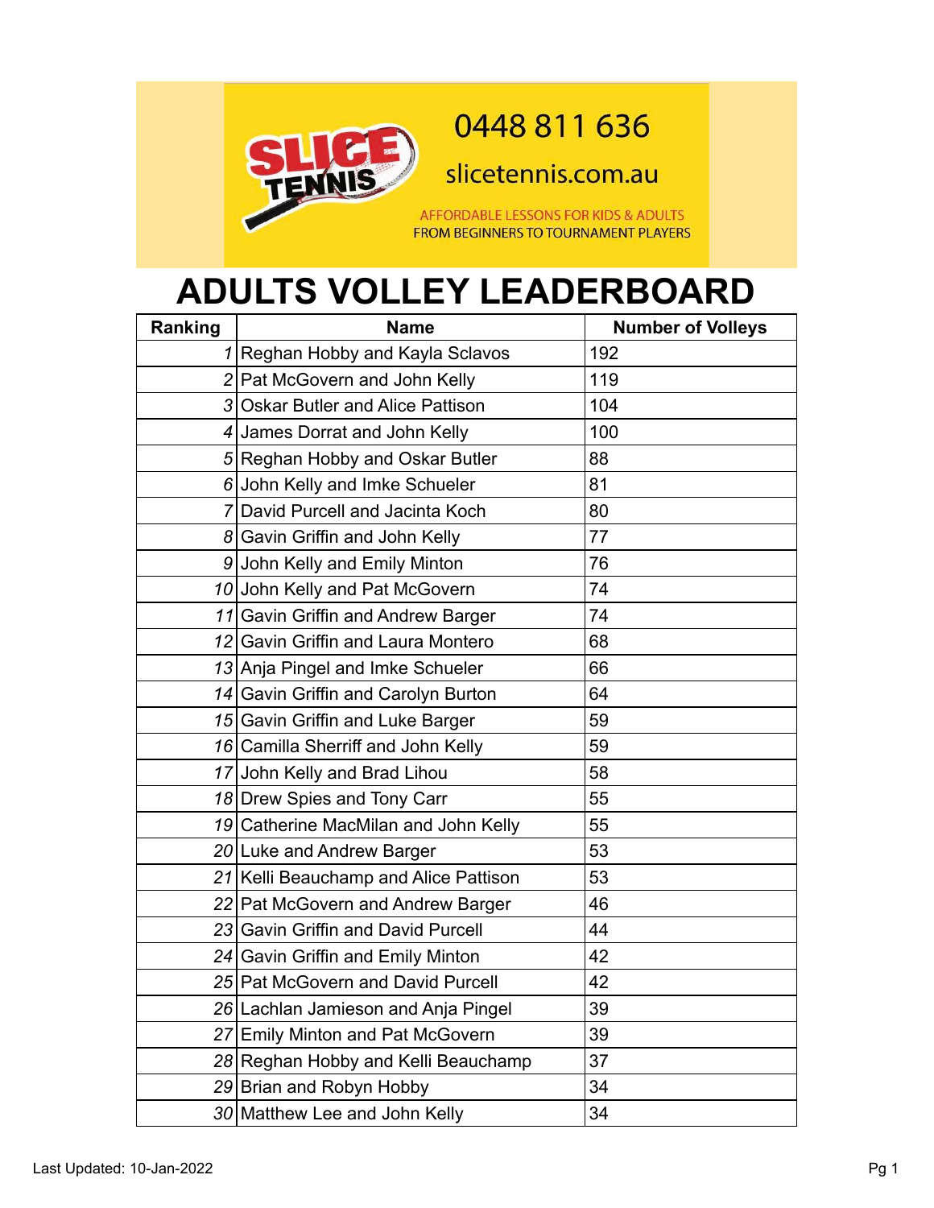SLICE TENNIS

0448 811 636

slicetennis.com.au

AFFORDABLE LESSONS FOR KIDS & ADULTS
FROM BEGINNERS TO TOURNAMENT PLAYERS

# ADULTS VOLLEY LEADERBOARD

| Ranking | Name | Number of Volleys |
|---|---|---|
| 1 | Reghan Hobby and Kayla Sclavos | 192 |
| 2 | Pat McGovern and John Kelly | 119 |
| 3 | Oskar Butler and Alice Pattison | 104 |
| 4 | James Dorrat and John Kelly | 100 |
| 5 | Reghan Hobby and Oskar Butler | 88 |
| 6 | John Kelly and Imke Schueler | 81 |
| 7 | David Purcell and Jacinta Koch | 80 |
| 8 | Gavin Griffin and John Kelly | 77 |
| 9 | John Kelly and Emily Minton | 76 |
| 10 | John Kelly and Pat McGovern | 74 |
| 11 | Gavin Griffin and Andrew Barger | 74 |
| 12 | Gavin Griffin and Laura Montero | 68 |
| 13 | Anja Pingel and Imke Schueler | 66 |
| 14 | Gavin Griffin and Carolyn Burton | 64 |
| 15 | Gavin Griffin and Luke Barger | 59 |
| 16 | Camilla Sherriff and John Kelly | 59 |
| 17 | John Kelly and Brad Lihou | 58 |
| 18 | Drew Spies and Tony Carr | 55 |
| 19 | Catherine MacMilan and John Kelly | 55 |
| 20 | Luke and Andrew Barger | 53 |
| 21 | Kelli Beauchamp and Alice Pattison | 53 |
| 22 | Pat McGovern and Andrew Barger | 46 |
| 23 | Gavin Griffin and David Purcell | 44 |
| 24 | Gavin Griffin and Emily Minton | 42 |
| 25 | Pat McGovern and David Purcell | 42 |
| 26 | Lachlan Jamieson and Anja Pingel | 39 |
| 27 | Emily Minton and Pat McGovern | 39 |
| 28 | Reghan Hobby and Kelli Beauchamp | 37 |
| 29 | Brian and Robyn Hobby | 34 |
| 30 | Matthew Lee and John Kelly | 34 |

Last Updated: 10-Jan-2022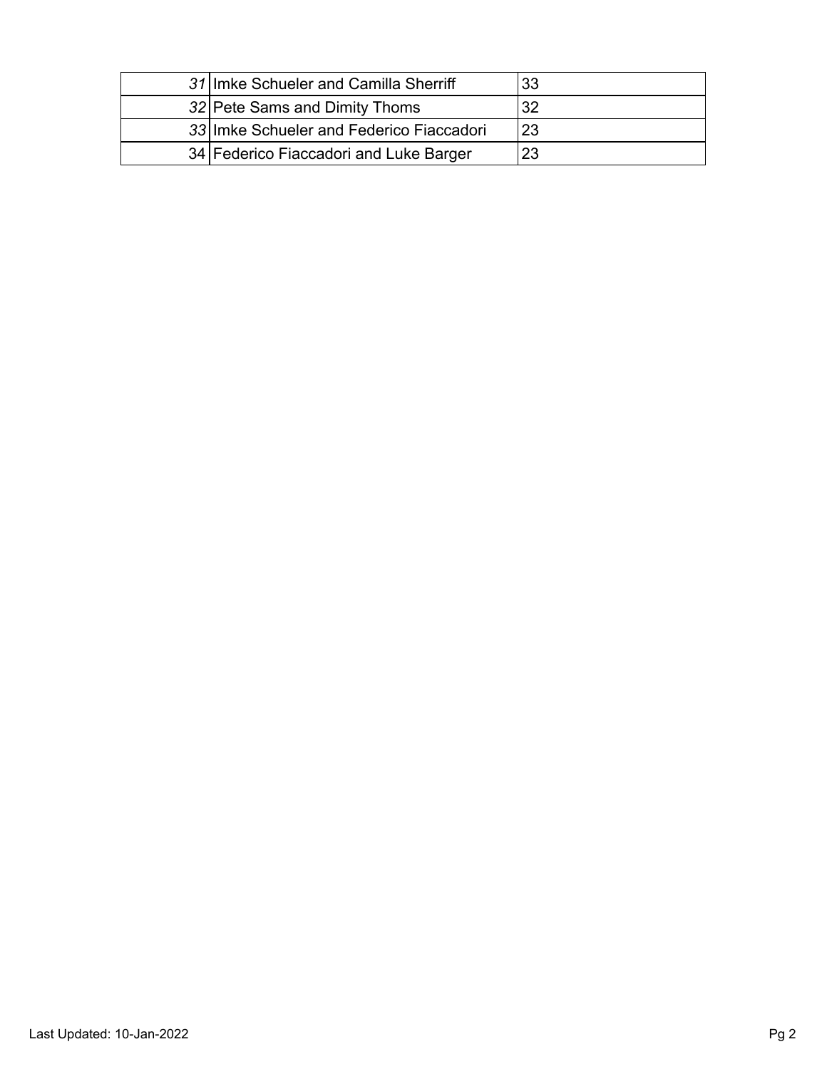| | | |
|---|---|---|
| *31* | Imke Schueler and Camilla Sherriff | 33 |
| *32* | Pete Sams and Dimity Thoms | 32 |
| *33* | Imke Schueler and Federico Fiaccadori | 23 |
| 34 | Federico Fiaccadori and Luke Barger | 23 |

Last Updated: 10-Jan-2022